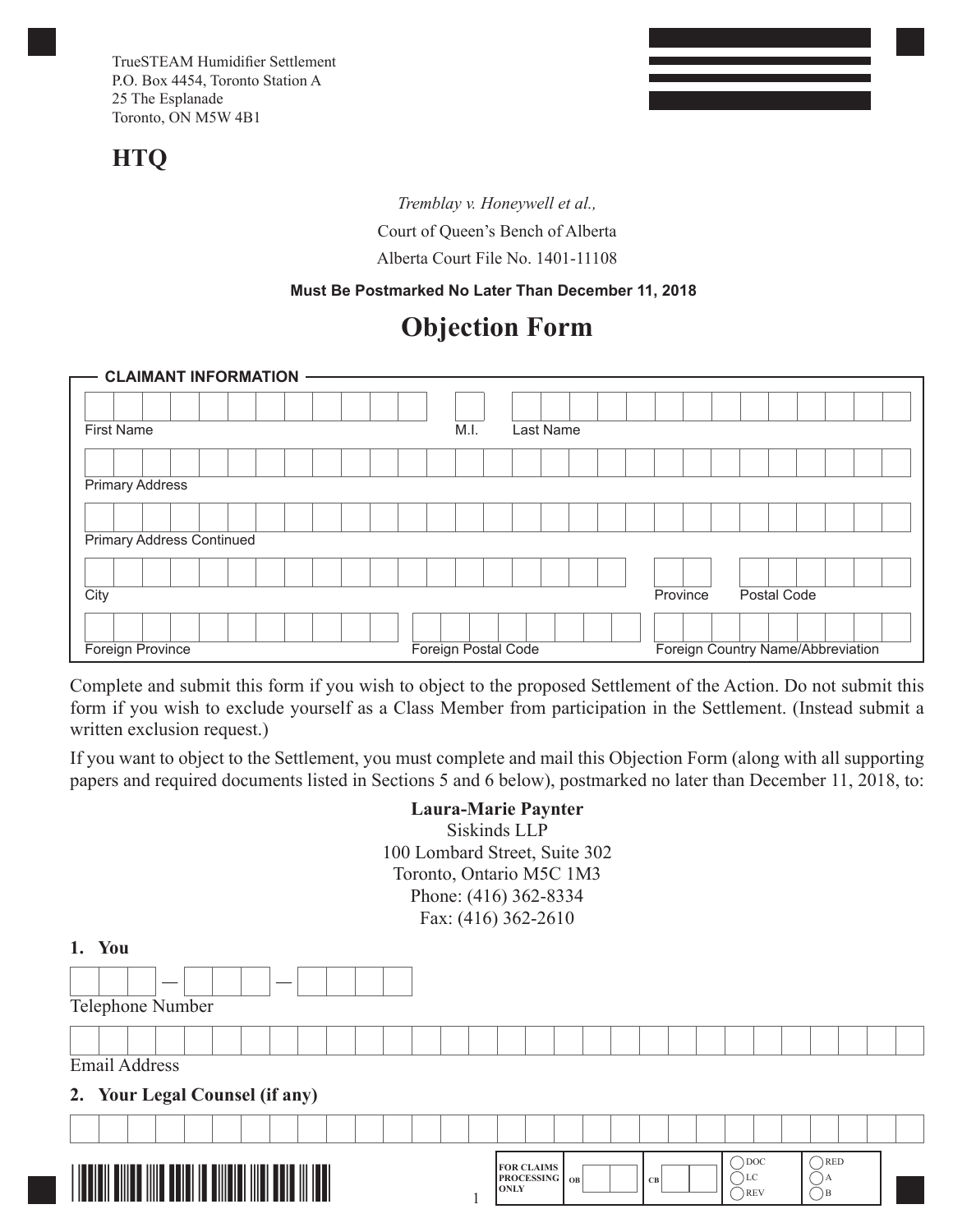TrueSTEAM Humidifier Settlement
P.O. Box 4454, Toronto Station A
25 The Esplanade
Toronto, ON M5W 4B1

**HTQ**

*Tremblay v. Honeywell et al.,*

Court of Queen's Bench of Alberta

Alberta Court File No. 1401-11108

**Must Be Postmarked No Later Than December 11, 2018**

# Objection Form

**CLAIMANT INFORMATION**

First Name | M.I. | Last Name

Primary Address

Primary Address Continued

City | Province | Postal Code

Foreign Province | Foreign Postal Code | Foreign Country Name/Abbreviation

Complete and submit this form if you wish to object to the proposed Settlement of the Action. Do not submit this form if you wish to exclude yourself as a Class Member from participation in the Settlement. (Instead submit a written exclusion request.)

If you want to object to the Settlement, you must complete and mail this Objection Form (along with all supporting papers and required documents listed in Sections 5 and 6 below), postmarked no later than December 11, 2018, to:

**Laura-Marie Paynter**
Siskinds LLP
100 Lombard Street, Suite 302
Toronto, Ontario M5C 1M3
Phone: (416) 362-8334
Fax: (416) 362-2610

## 1. You

Telephone Number

Email Address

## 2. Your Legal Counsel (if any)

| FOR CLAIMS PROCESSING ONLY | OB | CB | DOC / LC / REV | RED / A / B |
|---|---|---|---|---|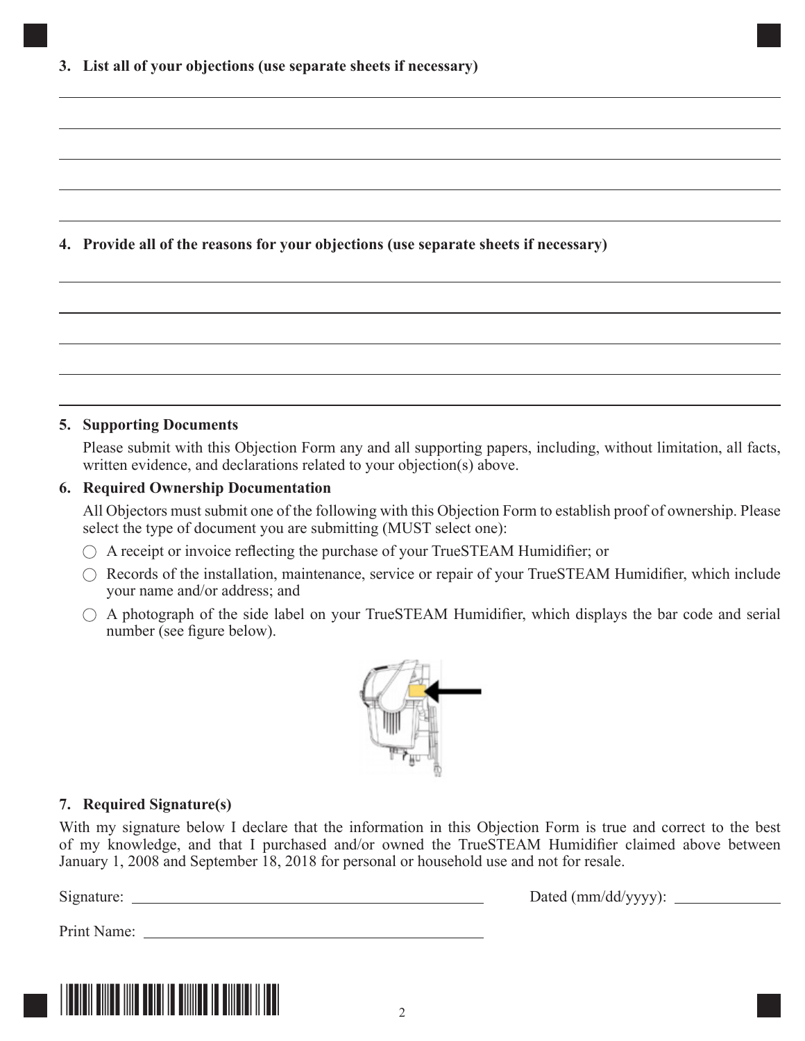**3. List all of your objections (use separate sheets if necessary)**

\_\_\_\_\_\_\_\_\_\_\_\_\_\_\_\_\_\_\_\_\_\_\_\_\_\_\_\_\_\_\_\_\_\_\_\_\_\_\_\_\_\_\_\_\_\_\_\_\_\_\_\_\_\_\_\_\_\_\_\_\_\_\_\_\_\_\_\_\_\_

\_\_\_\_\_\_\_\_\_\_\_\_\_\_\_\_\_\_\_\_\_\_\_\_\_\_\_\_\_\_\_\_\_\_\_\_\_\_\_\_\_\_\_\_\_\_\_\_\_\_\_\_\_\_\_\_\_\_\_\_\_\_\_\_\_\_\_\_\_\_

\_\_\_\_\_\_\_\_\_\_\_\_\_\_\_\_\_\_\_\_\_\_\_\_\_\_\_\_\_\_\_\_\_\_\_\_\_\_\_\_\_\_\_\_\_\_\_\_\_\_\_\_\_\_\_\_\_\_\_\_\_\_\_\_\_\_\_\_\_\_

\_\_\_\_\_\_\_\_\_\_\_\_\_\_\_\_\_\_\_\_\_\_\_\_\_\_\_\_\_\_\_\_\_\_\_\_\_\_\_\_\_\_\_\_\_\_\_\_\_\_\_\_\_\_\_\_\_\_\_\_\_\_\_\_\_\_\_\_\_\_

\_\_\_\_\_\_\_\_\_\_\_\_\_\_\_\_\_\_\_\_\_\_\_\_\_\_\_\_\_\_\_\_\_\_\_\_\_\_\_\_\_\_\_\_\_\_\_\_\_\_\_\_\_\_\_\_\_\_\_\_\_\_\_\_\_\_\_\_\_\_

**4. Provide all of the reasons for your objections (use separate sheets if necessary)**

\_\_\_\_\_\_\_\_\_\_\_\_\_\_\_\_\_\_\_\_\_\_\_\_\_\_\_\_\_\_\_\_\_\_\_\_\_\_\_\_\_\_\_\_\_\_\_\_\_\_\_\_\_\_\_\_\_\_\_\_\_\_\_\_\_\_\_\_\_\_

\_\_\_\_\_\_\_\_\_\_\_\_\_\_\_\_\_\_\_\_\_\_\_\_\_\_\_\_\_\_\_\_\_\_\_\_\_\_\_\_\_\_\_\_\_\_\_\_\_\_\_\_\_\_\_\_\_\_\_\_\_\_\_\_\_\_\_\_\_\_

\_\_\_\_\_\_\_\_\_\_\_\_\_\_\_\_\_\_\_\_\_\_\_\_\_\_\_\_\_\_\_\_\_\_\_\_\_\_\_\_\_\_\_\_\_\_\_\_\_\_\_\_\_\_\_\_\_\_\_\_\_\_\_\_\_\_\_\_\_\_

\_\_\_\_\_\_\_\_\_\_\_\_\_\_\_\_\_\_\_\_\_\_\_\_\_\_\_\_\_\_\_\_\_\_\_\_\_\_\_\_\_\_\_\_\_\_\_\_\_\_\_\_\_\_\_\_\_\_\_\_\_\_\_\_\_\_\_\_\_\_

\_\_\_\_\_\_\_\_\_\_\_\_\_\_\_\_\_\_\_\_\_\_\_\_\_\_\_\_\_\_\_\_\_\_\_\_\_\_\_\_\_\_\_\_\_\_\_\_\_\_\_\_\_\_\_\_\_\_\_\_\_\_\_\_\_\_\_\_\_\_

**5. Supporting Documents**

Please submit with this Objection Form any and all supporting papers, including, without limitation, all facts, written evidence, and declarations related to your objection(s) above.

**6. Required Ownership Documentation**

All Objectors must submit one of the following with this Objection Form to establish proof of ownership. Please select the type of document you are submitting (MUST select one):

- ◯ A receipt or invoice reflecting the purchase of your TrueSTEAM Humidifier; or
- ◯ Records of the installation, maintenance, service or repair of your TrueSTEAM Humidifier, which include your name and/or address; and
- ◯ A photograph of the side label on your TrueSTEAM Humidifier, which displays the bar code and serial number (see figure below).

**7. Required Signature(s)**

With my signature below I declare that the information in this Objection Form is true and correct to the best of my knowledge, and that I purchased and/or owned the TrueSTEAM Humidifier claimed above between January 1, 2008 and September 18, 2018 for personal or household use and not for resale.

Signature: \_\_\_\_\_\_\_\_\_\_\_\_\_\_\_\_\_\_\_\_\_\_\_\_\_\_\_\_\_\_\_\_\_\_\_\_ Dated (mm/dd/yyyy): \_\_\_\_\_\_\_\_\_\_\_\_\_\_

Print Name: \_\_\_\_\_\_\_\_\_\_\_\_\_\_\_\_\_\_\_\_\_\_\_\_\_\_\_\_\_\_\_\_\_\_\_\_